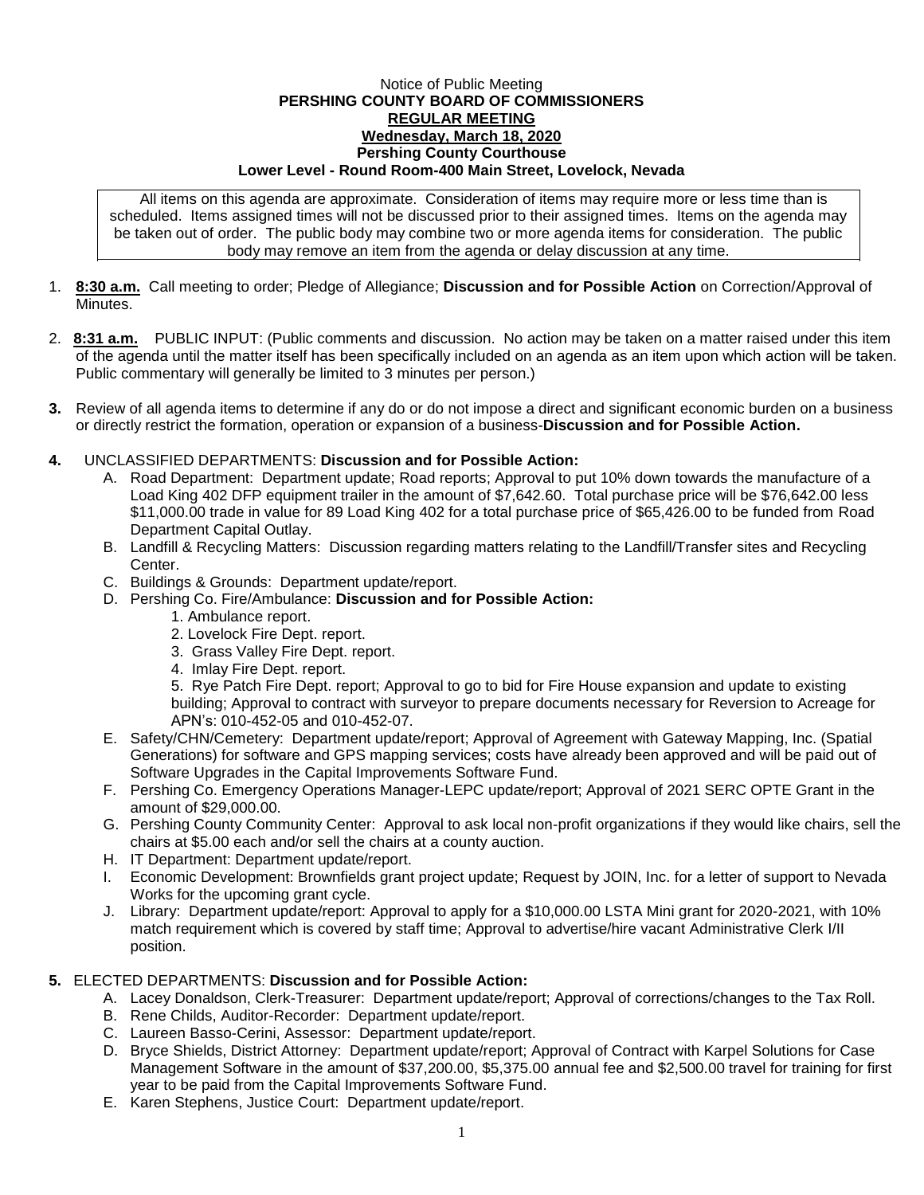Notice of Public Meeting

**PERSHING COUNTY BOARD OF COMMISSIONERS**

**REGULAR MEETING**

**Wednesday, March 18, 2020**

**Pershing County Courthouse**

**Lower Level - Round Room-400 Main Street, Lovelock, Nevada**

All items on this agenda are approximate. Consideration of items may require more or less time than is scheduled. Items assigned times will not be discussed prior to their assigned times. Items on the agenda may be taken out of order. The public body may combine two or more agenda items for consideration. The public body may remove an item from the agenda or delay discussion at any time.

1. **8:30 a.m.** Call meeting to order; Pledge of Allegiance; **Discussion and for Possible Action** on Correction/Approval of Minutes.

2. **8:31 a.m.** PUBLIC INPUT: (Public comments and discussion. No action may be taken on a matter raised under this item of the agenda until the matter itself has been specifically included on an agenda as an item upon which action will be taken. Public commentary will generally be limited to 3 minutes per person.)

3. Review of all agenda items to determine if any do or do not impose a direct and significant economic burden on a business or directly restrict the formation, operation or expansion of a business-**Discussion and for Possible Action.**

4. UNCLASSIFIED DEPARTMENTS: **Discussion and for Possible Action:**
   - A. Road Department: Department update; Road reports; Approval to put 10% down towards the manufacture of a Load King 402 DFP equipment trailer in the amount of $7,642.60. Total purchase price will be $76,642.00 less $11,000.00 trade in value for 89 Load King 402 for a total purchase price of $65,426.00 to be funded from Road Department Capital Outlay.
   - B. Landfill & Recycling Matters: Discussion regarding matters relating to the Landfill/Transfer sites and Recycling Center.
   - C. Buildings & Grounds: Department update/report.
   - D. Pershing Co. Fire/Ambulance: **Discussion and for Possible Action:**
     1. Ambulance report.
     2. Lovelock Fire Dept. report.
     3. Grass Valley Fire Dept. report.
     4. Imlay Fire Dept. report.
     5. Rye Patch Fire Dept. report; Approval to go to bid for Fire House expansion and update to existing building; Approval to contract with surveyor to prepare documents necessary for Reversion to Acreage for APN's: 010-452-05 and 010-452-07.
   - E. Safety/CHN/Cemetery: Department update/report; Approval of Agreement with Gateway Mapping, Inc. (Spatial Generations) for software and GPS mapping services; costs have already been approved and will be paid out of Software Upgrades in the Capital Improvements Software Fund.
   - F. Pershing Co. Emergency Operations Manager-LEPC update/report; Approval of 2021 SERC OPTE Grant in the amount of $29,000.00.
   - G. Pershing County Community Center: Approval to ask local non-profit organizations if they would like chairs, sell the chairs at $5.00 each and/or sell the chairs at a county auction.
   - H. IT Department: Department update/report.
   - I. Economic Development: Brownfields grant project update; Request by JOIN, Inc. for a letter of support to Nevada Works for the upcoming grant cycle.
   - J. Library: Department update/report: Approval to apply for a $10,000.00 LSTA Mini grant for 2020-2021, with 10% match requirement which is covered by staff time; Approval to advertise/hire vacant Administrative Clerk I/II position.

5. ELECTED DEPARTMENTS: **Discussion and for Possible Action:**
   - A. Lacey Donaldson, Clerk-Treasurer: Department update/report; Approval of corrections/changes to the Tax Roll.
   - B. Rene Childs, Auditor-Recorder: Department update/report.
   - C. Laureen Basso-Cerini, Assessor: Department update/report.
   - D. Bryce Shields, District Attorney: Department update/report; Approval of Contract with Karpel Solutions for Case Management Software in the amount of $37,200.00, $5,375.00 annual fee and $2,500.00 travel for training for first year to be paid from the Capital Improvements Software Fund.
   - E. Karen Stephens, Justice Court: Department update/report.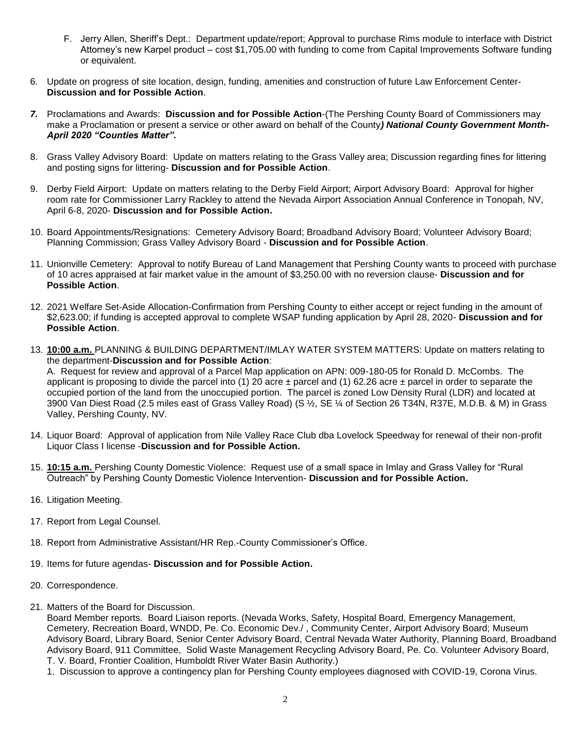F. Jerry Allen, Sheriff's Dept.: Department update/report; Approval to purchase Rims module to interface with District Attorney's new Karpel product – cost $1,705.00 with funding to come from Capital Improvements Software funding or equivalent.

6. Update on progress of site location, design, funding, amenities and construction of future Law Enforcement Center- **Discussion and for Possible Action**.

7. Proclamations and Awards: **Discussion and for Possible Action**-(The Pershing County Board of Commissioners may make a Proclamation or present a service or other award on behalf of the County***) National County Government Month- April 2020 "Counties Matter".***

8. Grass Valley Advisory Board: Update on matters relating to the Grass Valley area; Discussion regarding fines for littering and posting signs for littering- **Discussion and for Possible Action**.

9. Derby Field Airport: Update on matters relating to the Derby Field Airport; Airport Advisory Board: Approval for higher room rate for Commissioner Larry Rackley to attend the Nevada Airport Association Annual Conference in Tonopah, NV, April 6-8, 2020- **Discussion and for Possible Action.**

10. Board Appointments/Resignations: Cemetery Advisory Board; Broadband Advisory Board; Volunteer Advisory Board; Planning Commission; Grass Valley Advisory Board - **Discussion and for Possible Action**.

11. Unionville Cemetery: Approval to notify Bureau of Land Management that Pershing County wants to proceed with purchase of 10 acres appraised at fair market value in the amount of $3,250.00 with no reversion clause- **Discussion and for Possible Action**.

12. 2021 Welfare Set-Aside Allocation-Confirmation from Pershing County to either accept or reject funding in the amount of $2,623.00; if funding is accepted approval to complete WSAP funding application by April 28, 2020- **Discussion and for Possible Action**.

13. **10:00 a.m.** PLANNING & BUILDING DEPARTMENT/IMLAY WATER SYSTEM MATTERS: Update on matters relating to the department-**Discussion and for Possible Action**:
    A. Request for review and approval of a Parcel Map application on APN: 009-180-05 for Ronald D. McCombs. The applicant is proposing to divide the parcel into (1) 20 acre ± parcel and (1) 62.26 acre ± parcel in order to separate the occupied portion of the land from the unoccupied portion. The parcel is zoned Low Density Rural (LDR) and located at 3900 Van Diest Road (2.5 miles east of Grass Valley Road) (S ½, SE ¼ of Section 26 T34N, R37E, M.D.B. & M) in Grass Valley, Pershing County, NV.

14. Liquor Board: Approval of application from Nile Valley Race Club dba Lovelock Speedway for renewal of their non-profit Liquor Class I license -**Discussion and for Possible Action.**

15. **10:15 a.m.** Pershing County Domestic Violence: Request use of a small space in Imlay and Grass Valley for "Rural Outreach" by Pershing County Domestic Violence Intervention- **Discussion and for Possible Action.**

16. Litigation Meeting.

17. Report from Legal Counsel.

18. Report from Administrative Assistant/HR Rep.-County Commissioner's Office.

19. Items for future agendas- **Discussion and for Possible Action.**

20. Correspondence.

21. Matters of the Board for Discussion.
    Board Member reports. Board Liaison reports. (Nevada Works, Safety, Hospital Board, Emergency Management, Cemetery, Recreation Board, WNDD, Pe. Co. Economic Dev./ , Community Center, Airport Advisory Board; Museum Advisory Board, Library Board, Senior Center Advisory Board, Central Nevada Water Authority, Planning Board, Broadband Advisory Board, 911 Committee, Solid Waste Management Recycling Advisory Board, Pe. Co. Volunteer Advisory Board, T. V. Board, Frontier Coalition, Humboldt River Water Basin Authority.)
    1. Discussion to approve a contingency plan for Pershing County employees diagnosed with COVID-19, Corona Virus.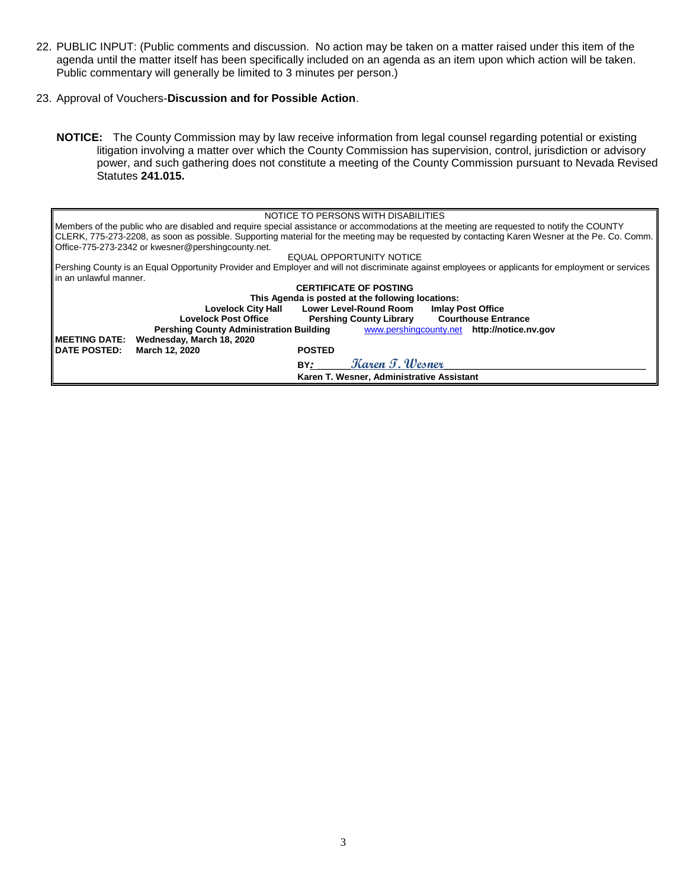22. PUBLIC INPUT: (Public comments and discussion. No action may be taken on a matter raised under this item of the agenda until the matter itself has been specifically included on an agenda as an item upon which action will be taken. Public commentary will generally be limited to 3 minutes per person.)

23. Approval of Vouchers-**Discussion and for Possible Action**.

**NOTICE:** The County Commission may by law receive information from legal counsel regarding potential or existing litigation involving a matter over which the County Commission has supervision, control, jurisdiction or advisory power, and such gathering does not constitute a meeting of the County Commission pursuant to Nevada Revised Statutes **241.015.**

NOTICE TO PERSONS WITH DISABILITIES

Members of the public who are disabled and require special assistance or accommodations at the meeting are requested to notify the COUNTY CLERK, 775-273-2208, as soon as possible. Supporting material for the meeting may be requested by contacting Karen Wesner at the Pe. Co. Comm. Office-775-273-2342 or kwesner@pershingcounty.net.

EQUAL OPPORTUNITY NOTICE

Pershing County is an Equal Opportunity Provider and Employer and will not discriminate against employees or applicants for employment or services in an unlawful manner.

**CERTIFICATE OF POSTING**

**This Agenda is posted at the following locations:**

**Lovelock City Hall** **Lower Level-Round Room** **Imlay Post Office**
**Lovelock Post Office** **Pershing County Library** **Courthouse Entrance**
**Pershing County Administration Building** www.pershingcounty.net **http://notice.nv.gov**

**MEETING DATE:** **Wednesday, March 18, 2020**
**DATE POSTED:** **March 12, 2020** **POSTED**

**BY:** *Karen T. Wesner*

**Karen T. Wesner, Administrative Assistant**